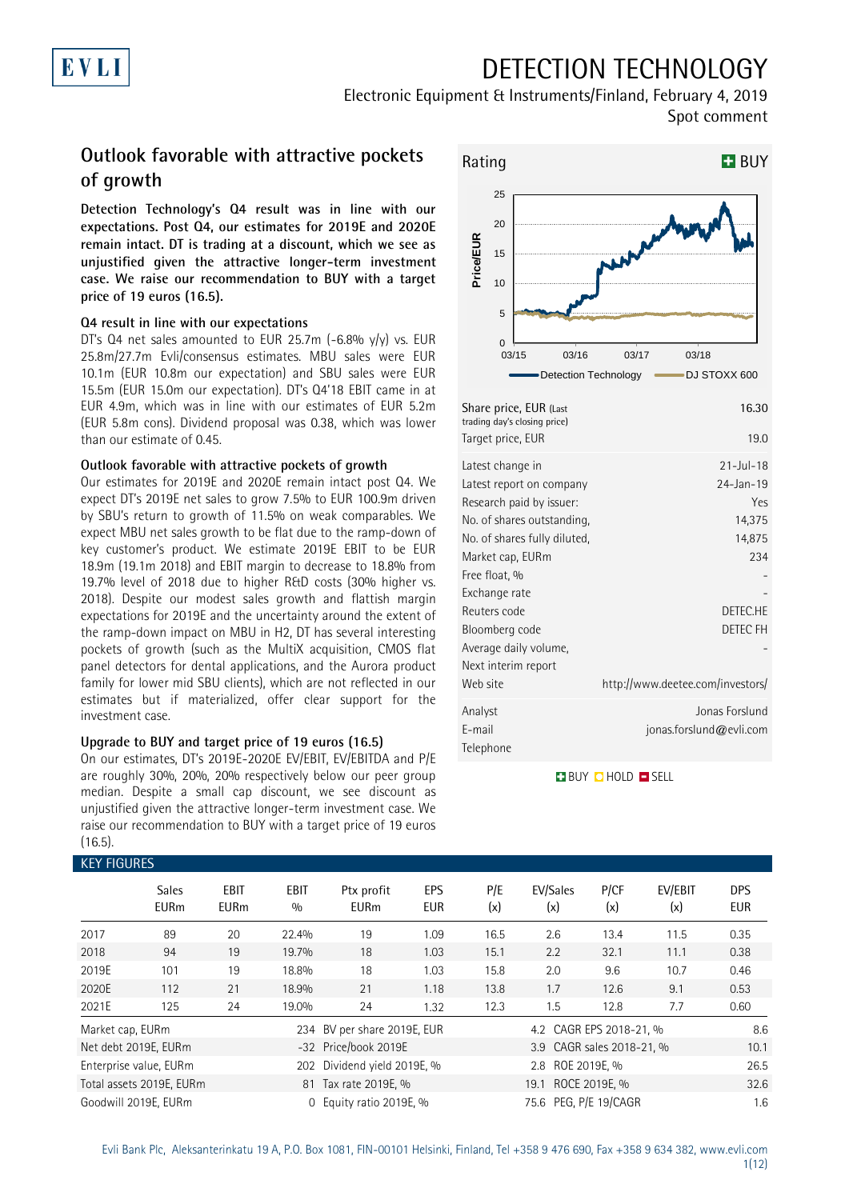# DETECTION TECHNOLOGY

Electronic Equipment & Instruments/Finland, February 4, 2019

Spot comment

## Outlook favorable with attractive pockets of growth

**Detection Technology's Q4 result was in line with our expectations. Post Q4, our estimates for 2019E and 2020E remain intact. DT is trading at a discount, which we see as unjustified given the attractive longer-term investment case. We raise our recommendation to BUY with a target price of 19 euros (16.5).**

### Q4 result in line with our expectations

DT's Q4 net sales amounted to EUR 25.7m (-6.8% y/y) vs. EUR 25.8m/27.7m Evli/consensus estimates. MBU sales were EUR 10.1m (EUR 10.8m our expectation) and SBU sales were EUR 15.5m (EUR 15.0m our expectation). DT's Q4'18 EBIT came in at EUR 4.9m, which was in line with our estimates of EUR 5.2m (EUR 5.8m cons). Dividend proposal was 0.38, which was lower than our estimate of 0.45.

### Outlook favorable with attractive pockets of growth

Our estimates for 2019E and 2020E remain intact post Q4. We expect DT's 2019E net sales to grow 7.5% to EUR 100.9m driven by SBU's return to growth of 11.5% on weak comparables. We expect MBU net sales growth to be flat due to the ramp-down of key customer's product. We estimate 2019E EBIT to be EUR 18.9m (19.1m 2018) and EBIT margin to decrease to 18.8% from 19.7% level of 2018 due to higher R&D costs (30% higher vs. 2018). Despite our modest sales growth and flattish margin expectations for 2019E and the uncertainty around the extent of the ramp-down impact on MBU in H2, DT has several interesting pockets of growth (such as the MultiX acquisition, CMOS flat panel detectors for dental applications, and the Aurora product family for lower mid SBU clients), which are not reflected in our estimates but if materialized, offer clear support for the investment case.

### Upgrade to BUY and target price of 19 euros (16.5)

On our estimates, DT's 2019E-2020E EV/EBIT, EV/EBITDA and P/E are roughly 30%, 20%, 20% respectively below our peer group median. Despite a small cap discount, we see discount as unjustified given the attractive longer-term investment case. We raise our recommendation to BUY with a target price of 19 euros (16.5).

**Rating: BUY**

| | |
|---|---|
| Share price, EUR (Last trading day's closing price) | 16.30 |
| Target price, EUR | 19.0 |
| Latest change in | 21-Jul-18 |
| Latest report on company | 24-Jan-19 |
| Research paid by issuer: | Yes |
| No. of shares outstanding, | 14,375 |
| No. of shares fully diluted, | 14,875 |
| Market cap, EURm | 234 |
| Free float, % | - |
| Exchange rate | - |
| Reuters code | DETEC.HE |
| Bloomberg code | DETEC FH |
| Average daily volume, | - |
| Next interim report | |
| Web site | http://www.deetee.com/investors/ |
| Analyst | Jonas Forslund |
| E-mail | jonas.forslund@evli.com |
| Telephone | |

### KEY FIGURES

| | Sales EURm | EBIT EURm | EBIT % | Ptx profit EURm | EPS EUR | P/E (x) | EV/Sales (x) | P/CF (x) | EV/EBIT (x) | DPS EUR |
|---|---|---|---|---|---|---|---|---|---|---|
| 2017 | 89 | 20 | 22.4% | 19 | 1.09 | 16.5 | 2.6 | 13.4 | 11.5 | 0.35 |
| 2018 | 94 | 19 | 19.7% | 18 | 1.03 | 15.1 | 2.2 | 32.1 | 11.1 | 0.38 |
| 2019E | 101 | 19 | 18.8% | 18 | 1.03 | 15.8 | 2.0 | 9.6 | 10.7 | 0.46 |
| 2020E | 112 | 21 | 18.9% | 21 | 1.18 | 13.8 | 1.7 | 12.6 | 9.1 | 0.53 |
| 2021E | 125 | 24 | 19.0% | 24 | 1.32 | 12.3 | 1.5 | 12.8 | 7.7 | 0.60 |

| | | | | | |
|---|---|---|---|---|---|
| Market cap, EURm | 234 | BV per share 2019E, EUR | 4.2 | CAGR EPS 2018-21, % | 8.6 |
| Net debt 2019E, EURm | -32 | Price/book 2019E | 3.9 | CAGR sales 2018-21, % | 10.1 |
| Enterprise value, EURm | 202 | Dividend yield 2019E, % | 2.8 | ROE 2019E, % | 26.5 |
| Total assets 2019E, EURm | 81 | Tax rate 2019E, % | 19.1 | ROCE 2019E, % | 32.6 |
| Goodwill 2019E, EURm | 0 | Equity ratio 2019E, % | 75.6 | PEG, P/E 19/CAGR | 1.6 |

Evli Bank Plc, Aleksanterinkatu 19 A, P.O. Box 1081, FIN-00101 Helsinki, Finland, Tel +358 9 476 690, Fax +358 9 634 382, www.evli.com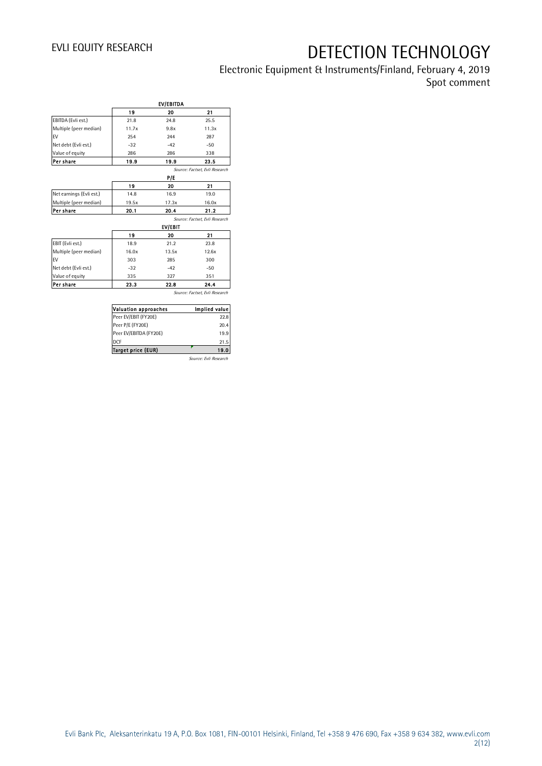| EV/EBITDA | 19 | 20 | 21 |
|---|---|---|---|
| EBITDA (Evli est.) | 21.8 | 24.8 | 25.5 |
| Multiple (peer median) | 11.7x | 9.8x | 11.3x |
| EV | 254 | 244 | 287 |
| Net debt (Evli est.) | -32 | -42 | -50 |
| Value of equity | 286 | 286 | 338 |
| **Per share** | **19.9** | **19.9** | **23.5** |

*Source: Factset, Evli Research*

| P/E | 19 | 20 | 21 |
|---|---|---|---|
| Net earnings (Evli est.) | 14.8 | 16.9 | 19.0 |
| Multiple (peer median) | 19.5x | 17.3x | 16.0x |
| **Per share** | **20.1** | **20.4** | **21.2** |

*Source: Factset, Evli Research*

| EV/EBIT | 19 | 20 | 21 |
|---|---|---|---|
| EBIT (Evli est.) | 18.9 | 21.2 | 23.8 |
| Multiple (peer median) | 16.0x | 13.5x | 12.6x |
| EV | 303 | 285 | 300 |
| Net debt (Evli est.) | -32 | -42 | -50 |
| Value of equity | 335 | 327 | 351 |
| **Per share** | **23.3** | **22.8** | **24.4** |

*Source: Factset, Evli Research*

| Valuation approaches | Implied value |
|---|---|
| Peer EV/EBIT (FY20E) | 22.8 |
| Peer P/E (FY20E) | 20.4 |
| Peer EV/EBITDA (FY20E) | 19.9 |
| DCF | 21.5 |
| **Target price (EUR)** | **19.0** |

*Source: Evli Research*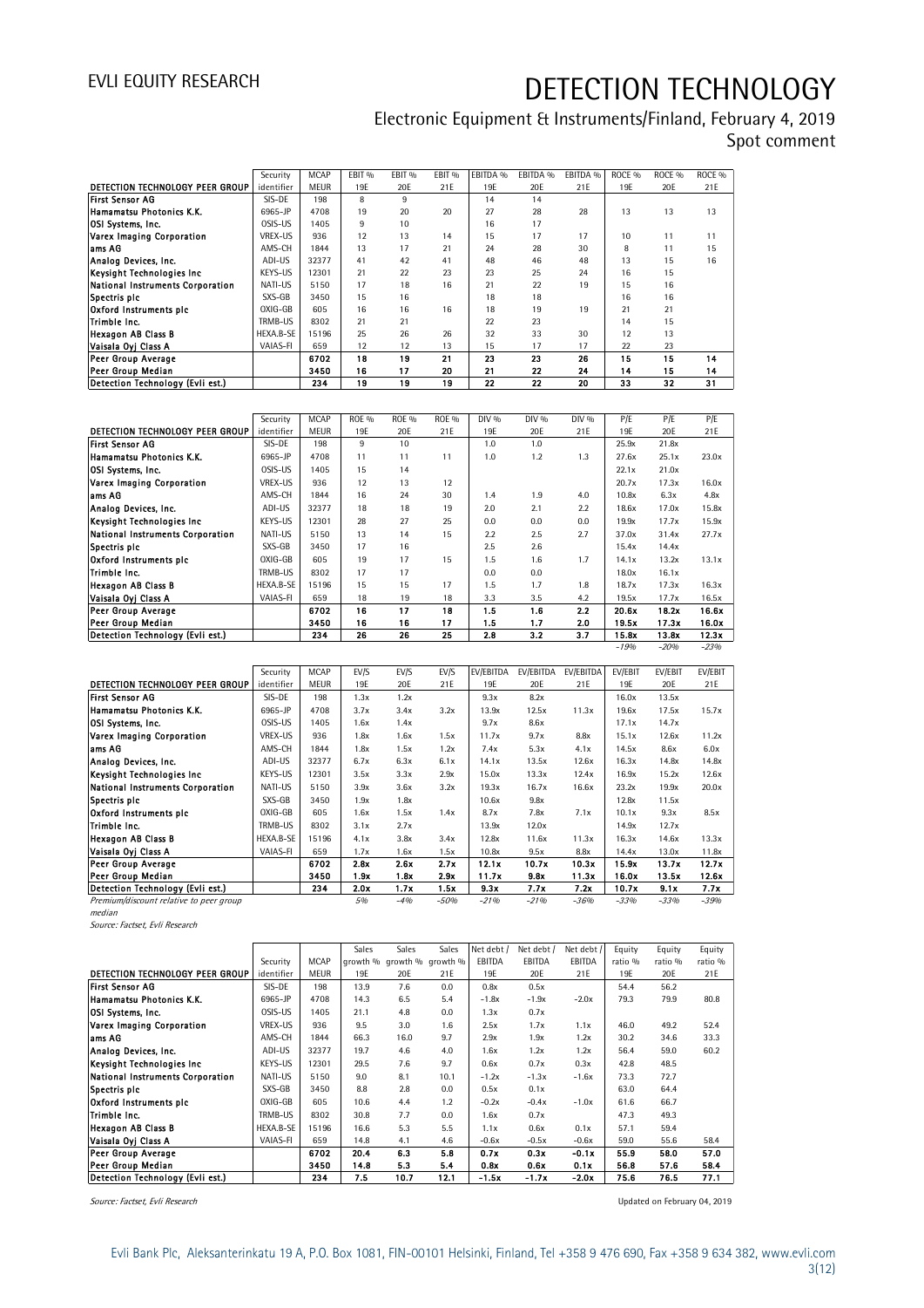# DETECTION TECHNOLOGY

Electronic Equipment & Instruments/Finland, February 4, 2019

Spot comment

| DETECTION TECHNOLOGY PEER GROUP | Security identifier | MCAP MEUR | EBIT % 19E | EBIT % 20E | EBIT % 21E | EBITDA % 19E | EBITDA % 20E | EBITDA % 21E | ROCE % 19E | ROCE % 20E | ROCE % 21E |
|---|---|---|---|---|---|---|---|---|---|---|---|
| First Sensor AG | SIS-DE | 198 | 8 | 9 | | 14 | 14 | | | | |
| Hamamatsu Photonics K.K. | 6965-JP | 4708 | 19 | 20 | 20 | 27 | 28 | 28 | 13 | 13 | 13 |
| OSI Systems, Inc. | OSIS-US | 1405 | 9 | 10 | | 16 | 17 | | | | |
| Varex Imaging Corporation | VREX-US | 936 | 12 | 13 | 14 | 15 | 17 | 17 | 10 | 11 | 11 |
| ams AG | AMS-CH | 1844 | 13 | 17 | 21 | 24 | 28 | 30 | 8 | 11 | 15 |
| Analog Devices, Inc. | ADI-US | 32377 | 41 | 42 | 41 | 48 | 46 | 48 | 13 | 15 | 16 |
| Keysight Technologies Inc | KEYS-US | 12301 | 21 | 22 | 23 | 23 | 25 | 24 | 16 | 15 | |
| National Instruments Corporation | NATI-US | 5150 | 17 | 18 | 16 | 21 | 22 | 19 | 15 | 16 | |
| Spectris plc | SXS-GB | 3450 | 15 | 16 | | 18 | 18 | | 16 | 16 | |
| Oxford Instruments plc | OXIG-GB | 605 | 16 | 16 | 16 | 18 | 19 | 19 | 21 | 21 | |
| Trimble Inc. | TRMB-US | 8302 | 21 | 21 | | 22 | 23 | | 14 | 15 | |
| Hexagon AB Class B | HEXA.B-SE | 15196 | 25 | 26 | 26 | 32 | 33 | 30 | 12 | 13 | |
| Vaisala Oyj Class A | VAIAS-FI | 659 | 12 | 12 | 13 | 15 | 17 | 17 | 22 | 23 | |
| **Peer Group Average** | | **6702** | **18** | **19** | **21** | **23** | **23** | **26** | **15** | **15** | **14** |
| **Peer Group Median** | | **3450** | **16** | **17** | **20** | **21** | **22** | **24** | **14** | **15** | **14** |
| **Detection Technology (Evli est.)** | | **234** | **19** | **19** | **19** | **22** | **22** | **20** | **33** | **32** | **31** |

| DETECTION TECHNOLOGY PEER GROUP | Security identifier | MCAP MEUR | ROE % 19E | ROE % 20E | ROE % 21E | DIV % 19E | DIV % 20E | DIV % 21E | P/E 19E | P/E 20E | P/E 21E |
|---|---|---|---|---|---|---|---|---|---|---|---|
| First Sensor AG | SIS-DE | 198 | 9 | 10 | | 1.0 | 1.0 | | 25.9x | 21.8x | |
| Hamamatsu Photonics K.K. | 6965-JP | 4708 | 11 | 11 | 11 | 1.0 | 1.2 | 1.3 | 27.6x | 25.1x | 23.0x |
| OSI Systems, Inc. | OSIS-US | 1405 | 15 | 14 | | | | | 22.1x | 21.0x | |
| Varex Imaging Corporation | VREX-US | 936 | 12 | 13 | 12 | | | | 20.7x | 17.3x | 16.0x |
| ams AG | AMS-CH | 1844 | 16 | 24 | 30 | 1.4 | 1.9 | 4.0 | 10.8x | 6.3x | 4.8x |
| Analog Devices, Inc. | ADI-US | 32377 | 18 | 18 | 19 | 2.0 | 2.1 | 2.2 | 18.6x | 17.0x | 15.8x |
| Keysight Technologies Inc | KEYS-US | 12301 | 28 | 27 | 25 | 0.0 | 0.0 | 0.0 | 19.9x | 17.7x | 15.9x |
| National Instruments Corporation | NATI-US | 5150 | 13 | 14 | 15 | 2.2 | 2.5 | 2.7 | 37.0x | 31.4x | 27.7x |
| Spectris plc | SXS-GB | 3450 | 17 | 16 | | 2.5 | 2.6 | | 15.4x | 14.4x | |
| Oxford Instruments plc | OXIG-GB | 605 | 19 | 17 | 15 | 1.5 | 1.6 | 1.7 | 14.1x | 13.2x | 13.1x |
| Trimble Inc. | TRMB-US | 8302 | 17 | 17 | | 0.0 | 0.0 | | 18.0x | 16.1x | |
| Hexagon AB Class B | HEXA.B-SE | 15196 | 15 | 15 | 17 | 1.5 | 1.7 | 1.8 | 18.7x | 17.3x | 16.3x |
| Vaisala Oyj Class A | VAIAS-FI | 659 | 18 | 19 | 18 | 3.3 | 3.5 | 4.2 | 19.5x | 17.7x | 16.5x |
| **Peer Group Average** | | **6702** | **16** | **17** | **18** | **1.5** | **1.6** | **2.2** | **20.6x** | **18.2x** | **16.6x** |
| **Peer Group Median** | | **3450** | **16** | **16** | **17** | **1.5** | **1.7** | **2.0** | **19.5x** | **17.3x** | **16.0x** |
| **Detection Technology (Evli est.)** | | **234** | **26** | **26** | **25** | **2.8** | **3.2** | **3.7** | **15.8x** | **13.8x** | **12.3x** |
| | | | | | | | | | *-19%* | *-20%* | *-23%* |

| DETECTION TECHNOLOGY PEER GROUP | Security identifier | MCAP MEUR | EV/S 19E | EV/S 20E | EV/S 21E | EV/EBITDA 19E | EV/EBITDA 20E | EV/EBITDA 21E | EV/EBIT 19E | EV/EBIT 20E | EV/EBIT 21E |
|---|---|---|---|---|---|---|---|---|---|---|---|
| First Sensor AG | SIS-DE | 198 | 1.3x | 1.2x | | 9.3x | 8.2x | | 16.0x | 13.5x | |
| Hamamatsu Photonics K.K. | 6965-JP | 4708 | 3.7x | 3.4x | 3.2x | 13.9x | 12.5x | 11.3x | 19.6x | 17.5x | 15.7x |
| OSI Systems, Inc. | OSIS-US | 1405 | 1.6x | 1.4x | | 9.7x | 8.6x | | 17.1x | 14.7x | |
| Varex Imaging Corporation | VREX-US | 936 | 1.8x | 1.6x | 1.5x | 11.7x | 9.7x | 8.8x | 15.1x | 12.6x | 11.2x |
| ams AG | AMS-CH | 1844 | 1.8x | 1.5x | 1.2x | 7.4x | 5.3x | 4.1x | 14.5x | 8.6x | 6.0x |
| Analog Devices, Inc. | ADI-US | 32377 | 6.7x | 6.3x | 6.1x | 14.1x | 13.5x | 12.6x | 16.3x | 14.8x | 14.8x |
| Keysight Technologies Inc | KEYS-US | 12301 | 3.5x | 3.3x | 2.9x | 15.0x | 13.3x | 12.4x | 16.9x | 15.2x | 12.6x |
| National Instruments Corporation | NATI-US | 5150 | 3.9x | 3.6x | 3.2x | 19.3x | 16.7x | 16.6x | 23.2x | 19.9x | 20.0x |
| Spectris plc | SXS-GB | 3450 | 1.9x | 1.8x | | 10.6x | 9.8x | | 12.8x | 11.5x | |
| Oxford Instruments plc | OXIG-GB | 605 | 1.6x | 1.5x | 1.4x | 8.7x | 7.8x | 7.1x | 10.1x | 9.3x | 8.5x |
| Trimble Inc. | TRMB-US | 8302 | 3.1x | 2.7x | | 13.9x | 12.0x | | 14.9x | 12.7x | |
| Hexagon AB Class B | HEXA.B-SE | 15196 | 4.1x | 3.8x | 3.4x | 12.8x | 11.6x | 11.3x | 16.3x | 14.6x | 13.3x |
| Vaisala Oyj Class A | VAIAS-FI | 659 | 1.7x | 1.6x | 1.5x | 10.8x | 9.5x | 8.8x | 14.4x | 13.0x | 11.8x |
| **Peer Group Average** | | **6702** | **2.8x** | **2.6x** | **2.7x** | **12.1x** | **10.7x** | **10.3x** | **15.9x** | **13.7x** | **12.7x** |
| **Peer Group Median** | | **3450** | **1.9x** | **1.8x** | **2.9x** | **11.7x** | **9.8x** | **11.3x** | **16.0x** | **13.5x** | **12.6x** |
| **Detection Technology (Evli est.)** | | **234** | **2.0x** | **1.7x** | **1.5x** | **9.3x** | **7.7x** | **7.2x** | **10.7x** | **9.1x** | **7.7x** |
| *Premium/discount relative to peer group median* | | | *5%* | *-4%* | *-50%* | *-21%* | *-21%* | *-36%* | *-33%* | *-33%* | *-39%* |

*Source: Factset, Evli Research*

| DETECTION TECHNOLOGY PEER GROUP | Security identifier | MCAP MEUR | Sales growth % 19E | Sales growth % 20E | Sales growth % 21E | Net debt / EBITDA 19E | Net debt / EBITDA 20E | Net debt / EBITDA 21E | Equity ratio % 19E | Equity ratio % 20E | Equity ratio % 21E |
|---|---|---|---|---|---|---|---|---|---|---|---|
| First Sensor AG | SIS-DE | 198 | 13.9 | 7.6 | 0.0 | 0.8x | 0.5x | | 54.4 | 56.2 | |
| Hamamatsu Photonics K.K. | 6965-JP | 4708 | 14.3 | 6.5 | 5.4 | -1.8x | -1.9x | -2.0x | 79.3 | 79.9 | 80.8 |
| OSI Systems, Inc. | OSIS-US | 1405 | 21.1 | 4.8 | 0.0 | 1.3x | 0.7x | | | | |
| Varex Imaging Corporation | VREX-US | 936 | 9.5 | 3.0 | 1.6 | 2.5x | 1.7x | 1.1x | 46.0 | 49.2 | 52.4 |
| ams AG | AMS-CH | 1844 | 66.3 | 16.0 | 9.7 | 2.9x | 1.9x | 1.2x | 30.2 | 34.6 | 33.3 |
| Analog Devices, Inc. | ADI-US | 32377 | 19.7 | 4.6 | 4.0 | 1.6x | 1.2x | 1.2x | 56.4 | 59.0 | 60.2 |
| Keysight Technologies Inc | KEYS-US | 12301 | 29.5 | 7.6 | 9.7 | 0.6x | 0.7x | 0.3x | 42.8 | 48.5 | |
| National Instruments Corporation | NATI-US | 5150 | 9.0 | 8.1 | 10.1 | -1.2x | -1.3x | -1.6x | 73.3 | 72.7 | |
| Spectris plc | SXS-GB | 3450 | 8.8 | 2.8 | 0.0 | 0.5x | 0.1x | | 63.0 | 64.4 | |
| Oxford Instruments plc | OXIG-GB | 605 | 10.6 | 4.4 | 1.2 | -0.2x | -0.4x | -1.0x | 61.6 | 66.7 | |
| Trimble Inc. | TRMB-US | 8302 | 30.8 | 7.7 | 0.0 | 1.6x | 0.7x | | 47.3 | 49.3 | |
| Hexagon AB Class B | HEXA.B-SE | 15196 | 16.6 | 5.3 | 5.5 | 1.1x | 0.6x | 0.1x | 57.1 | 59.4 | |
| Vaisala Oyj Class A | VAIAS-FI | 659 | 14.8 | 4.1 | 4.6 | -0.6x | -0.5x | -0.6x | 59.0 | 55.6 | 58.4 |
| **Peer Group Average** | | **6702** | **20.4** | **6.3** | **5.8** | **0.7x** | **0.3x** | **-0.1x** | **55.9** | **58.0** | **57.0** |
| **Peer Group Median** | | **3450** | **14.8** | **5.3** | **5.4** | **0.8x** | **0.6x** | **0.1x** | **56.8** | **57.6** | **58.4** |
| **Detection Technology (Evli est.)** | | **234** | **7.5** | **10.7** | **12.1** | **-1.5x** | **-1.7x** | **-2.0x** | **75.6** | **76.5** | **77.1** |

*Source: Factset, Evli Research*

Updated on February 04, 2019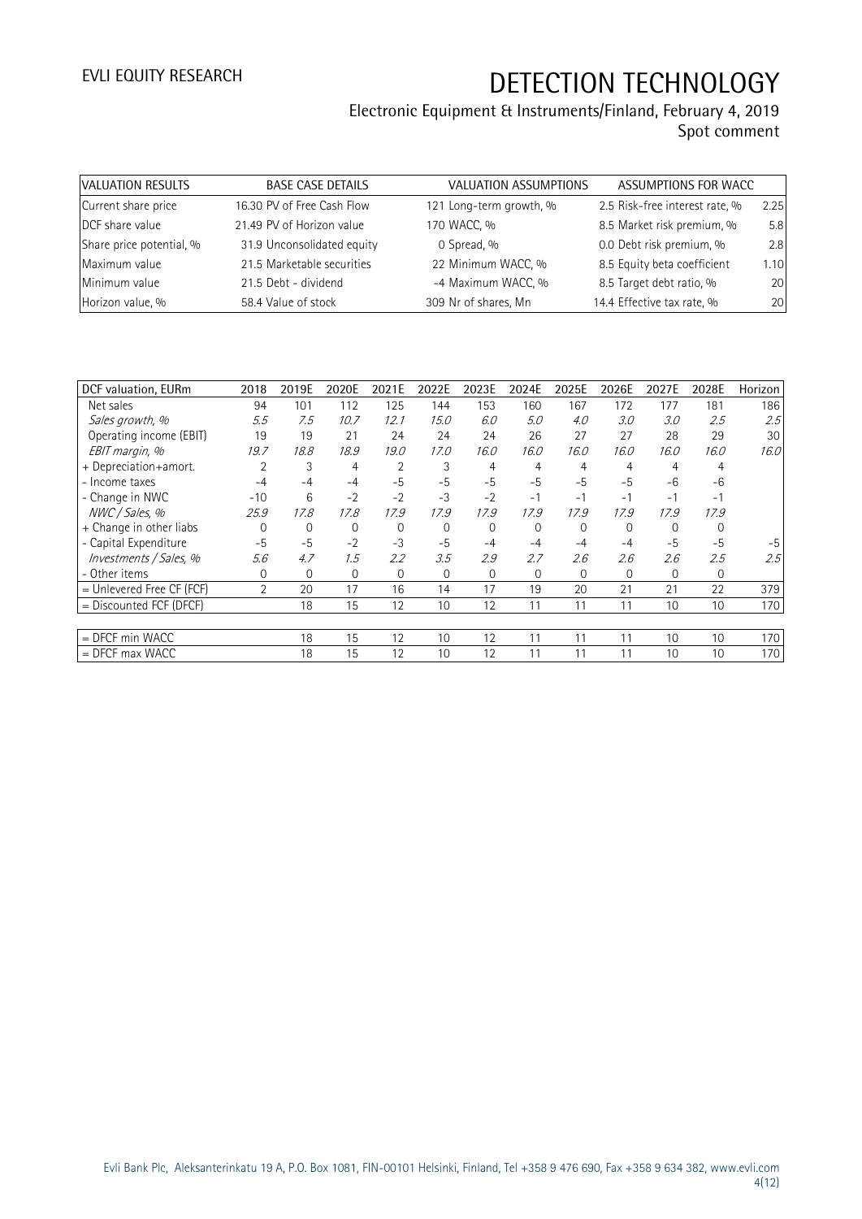# DETECTION TECHNOLOGY

Electronic Equipment & Instruments/Finland, February 4, 2019
Spot comment

| VALUATION RESULTS | | BASE CASE DETAILS | | VALUATION ASSUMPTIONS | | ASSUMPTIONS FOR WACC | |
|---|---|---|---|---|---|---|---|
| Current share price | 16.30 | PV of Free Cash Flow | 121 | Long-term growth, % | 2.5 | Risk-free interest rate, % | 2.25 |
| DCF share value | 21.49 | PV of Horizon value | 170 | WACC, % | 8.5 | Market risk premium, % | 5.8 |
| Share price potential, % | 31.9 | Unconsolidated equity | 0 | Spread, % | 0.0 | Debt risk premium, % | 2.8 |
| Maximum value | 21.5 | Marketable securities | 22 | Minimum WACC, % | 8.5 | Equity beta coefficient | 1.10 |
| Minimum value | 21.5 | Debt - dividend | -4 | Maximum WACC, % | 8.5 | Target debt ratio, % | 20 |
| Horizon value, % | 58.4 | Value of stock | 309 | Nr of shares, Mn | 14.4 | Effective tax rate, % | 20 |

| DCF valuation, EURm | 2018 | 2019E | 2020E | 2021E | 2022E | 2023E | 2024E | 2025E | 2026E | 2027E | 2028E | Horizon |
|---|---|---|---|---|---|---|---|---|---|---|---|---|
| Net sales | 94 | 101 | 112 | 125 | 144 | 153 | 160 | 167 | 172 | 177 | 181 | 186 |
| *Sales growth, %* | *5.5* | *7.5* | *10.7* | *12.1* | *15.0* | *6.0* | *5.0* | *4.0* | *3.0* | *3.0* | *2.5* | *2.5* |
| Operating income (EBIT) | 19 | 19 | 21 | 24 | 24 | 24 | 26 | 27 | 27 | 28 | 29 | 30 |
| *EBIT margin, %* | *19.7* | *18.8* | *18.9* | *19.0* | *17.0* | *16.0* | *16.0* | *16.0* | *16.0* | *16.0* | *16.0* | *16.0* |
| + Depreciation+amort. | 2 | 3 | 4 | 2 | 3 | 4 | 4 | 4 | 4 | 4 | 4 | |
| - Income taxes | -4 | -4 | -4 | -5 | -5 | -5 | -5 | -5 | -5 | -6 | -6 | |
| - Change in NWC | -10 | 6 | -2 | -2 | -3 | -2 | -1 | -1 | -1 | -1 | -1 | |
| *NWC / Sales, %* | *25.9* | *17.8* | *17.8* | *17.9* | *17.9* | *17.9* | *17.9* | *17.9* | *17.9* | *17.9* | *17.9* | |
| + Change in other liabs | 0 | 0 | 0 | 0 | 0 | 0 | 0 | 0 | 0 | 0 | 0 | |
| - Capital Expenditure | -5 | -5 | -2 | -3 | -5 | -4 | -4 | -4 | -4 | -5 | -5 | -5 |
| *Investments / Sales, %* | *5.6* | *4.7* | *1.5* | *2.2* | *3.5* | *2.9* | *2.7* | *2.6* | *2.6* | *2.6* | *2.5* | *2.5* |
| - Other items | 0 | 0 | 0 | 0 | 0 | 0 | 0 | 0 | 0 | 0 | 0 | |
| = Unlevered Free CF (FCF) | 2 | 20 | 17 | 16 | 14 | 17 | 19 | 20 | 21 | 21 | 22 | 379 |
| = Discounted FCF (DFCF) | | 18 | 15 | 12 | 10 | 12 | 11 | 11 | 11 | 10 | 10 | 170 |
| = DFCF min WACC | | 18 | 15 | 12 | 10 | 12 | 11 | 11 | 11 | 10 | 10 | 170 |
| = DFCF max WACC | | 18 | 15 | 12 | 10 | 12 | 11 | 11 | 11 | 10 | 10 | 170 |

Evli Bank Plc, Aleksanterinkatu 19 A, P.O. Box 1081, FIN-00101 Helsinki, Finland, Tel +358 9 476 690, Fax +358 9 634 382, www.evli.com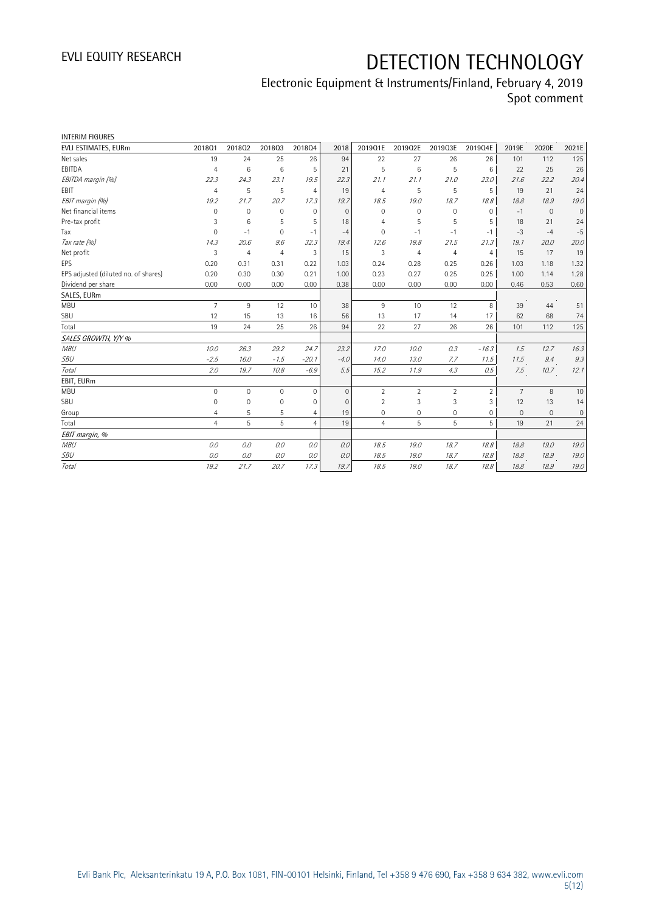INTERIM FIGURES

| EVLI ESTIMATES, EURm | 2018Q1 | 2018Q2 | 2018Q3 | 2018Q4 | 2018 | 2019Q1E | 2019Q2E | 2019Q3E | 2019Q4E | 2019E | 2020E | 2021E |
|---|---|---|---|---|---|---|---|---|---|---|---|---|
| Net sales | 19 | 24 | 25 | 26 | 94 | 22 | 27 | 26 | 26 | 101 | 112 | 125 |
| EBITDA | 4 | 6 | 6 | 5 | 21 | 5 | 6 | 5 | 6 | 22 | 25 | 26 |
| *EBITDA margin (%)* | *22.3* | *24.3* | *23.1* | *19.5* | *22.3* | *21.1* | *21.1* | *21.0* | *23.0* | *21.6* | *22.2* | *20.4* |
| EBIT | 4 | 5 | 5 | 4 | 19 | 4 | 5 | 5 | 5 | 19 | 21 | 24 |
| *EBIT margin (%)* | *19.2* | *21.7* | *20.7* | *17.3* | *19.7* | *18.5* | *19.0* | *18.7* | *18.8* | *18.8* | *18.9* | *19.0* |
| Net financial items | 0 | 0 | 0 | 0 | 0 | 0 | 0 | 0 | 0 | -1 | 0 | 0 |
| Pre-tax profit | 3 | 6 | 5 | 5 | 18 | 4 | 5 | 5 | 5 | 18 | 21 | 24 |
| Tax | 0 | -1 | 0 | -1 | -4 | 0 | -1 | -1 | -1 | -3 | -4 | -5 |
| *Tax rate (%)* | *14.3* | *20.6* | *9.6* | *32.3* | *19.4* | *12.6* | *19.8* | *21.5* | *21.3* | *19.1* | *20.0* | *20.0* |
| Net profit | 3 | 4 | 4 | 3 | 15 | 3 | 4 | 4 | 4 | 15 | 17 | 19 |
| EPS | 0.20 | 0.31 | 0.31 | 0.22 | 1.03 | 0.24 | 0.28 | 0.25 | 0.26 | 1.03 | 1.18 | 1.32 |
| EPS adjusted (diluted no. of shares) | 0.20 | 0.30 | 0.30 | 0.21 | 1.00 | 0.23 | 0.27 | 0.25 | 0.25 | 1.00 | 1.14 | 1.28 |
| Dividend per share | 0.00 | 0.00 | 0.00 | 0.00 | 0.38 | 0.00 | 0.00 | 0.00 | 0.00 | 0.46 | 0.53 | 0.60 |
| SALES, EURm | | | | | | | | | | | | |
| MBU | 7 | 9 | 12 | 10 | 38 | 9 | 10 | 12 | 8 | 39 | 44 | 51 |
| SBU | 12 | 15 | 13 | 16 | 56 | 13 | 17 | 14 | 17 | 62 | 68 | 74 |
| Total | 19 | 24 | 25 | 26 | 94 | 22 | 27 | 26 | 26 | 101 | 112 | 125 |
| *SALES GROWTH, Y/Y %* | | | | | | | | | | | | |
| *MBU* | *10.0* | *26.3* | *29.2* | *24.7* | *23.2* | *17.0* | *10.0* | *0.3* | *-16.3* | *1.5* | *12.7* | *16.3* |
| *SBU* | *-2.5* | *16.0* | *-1.5* | *-20.1* | *-4.0* | *14.0* | *13.0* | *7.7* | *11.5* | *11.5* | *9.4* | *9.3* |
| *Total* | *2.0* | *19.7* | *10.8* | *-6.9* | *5.5* | *15.2* | *11.9* | *4.3* | *0.5* | *7.5* | *10.7* | *12.1* |
| EBIT, EURm | | | | | | | | | | | | |
| MBU | 0 | 0 | 0 | 0 | 0 | 2 | 2 | 2 | 2 | 7 | 8 | 10 |
| SBU | 0 | 0 | 0 | 0 | 0 | 2 | 3 | 3 | 3 | 12 | 13 | 14 |
| Group | 4 | 5 | 5 | 4 | 19 | 0 | 0 | 0 | 0 | 0 | 0 | 0 |
| Total | 4 | 5 | 5 | 4 | 19 | 4 | 5 | 5 | 5 | 19 | 21 | 24 |
| *EBIT margin, %* | | | | | | | | | | | | |
| *MBU* | *0.0* | *0.0* | *0.0* | *0.0* | *0.0* | *18.5* | *19.0* | *18.7* | *18.8* | *18.8* | *19.0* | *19.0* |
| *SBU* | *0.0* | *0.0* | *0.0* | *0.0* | *0.0* | *18.5* | *19.0* | *18.7* | *18.8* | *18.8* | *18.9* | *19.0* |
| *Total* | *19.2* | *21.7* | *20.7* | *17.3* | *19.7* | *18.5* | *19.0* | *18.7* | *18.8* | *18.8* | *18.9* | *19.0* |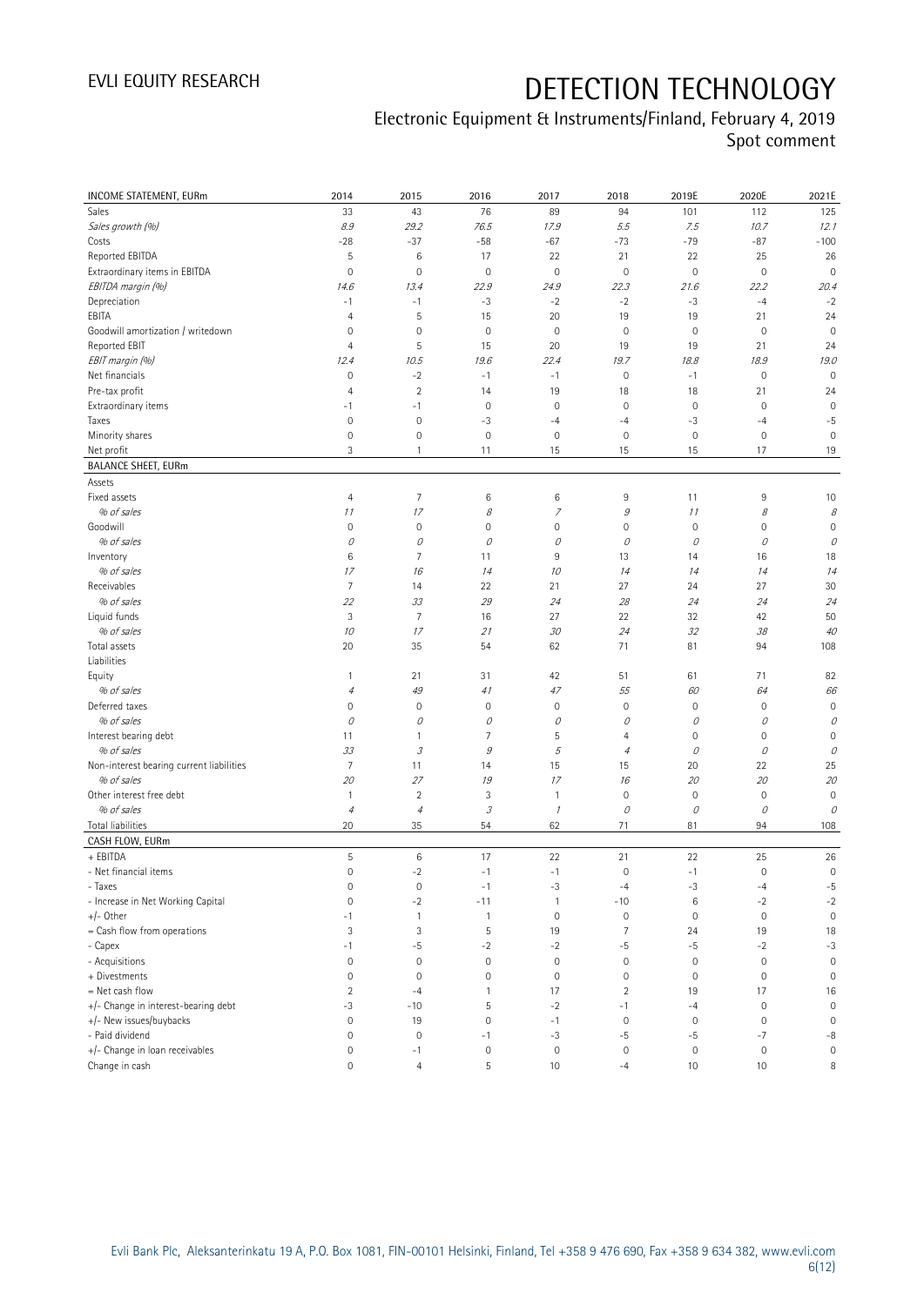# DETECTION TECHNOLOGY

## Electronic Equipment & Instruments/Finland, February 4, 2019
### Spot comment

| INCOME STATEMENT, EURm | 2014 | 2015 | 2016 | 2017 | 2018 | 2019E | 2020E | 2021E |
|---|---|---|---|---|---|---|---|---|
| Sales | 33 | 43 | 76 | 89 | 94 | 101 | 112 | 125 |
| *Sales growth (%)* | *8.9* | *29.2* | *76.5* | *17.9* | *5.5* | *7.5* | *10.7* | *12.1* |
| Costs | -28 | -37 | -58 | -67 | -73 | -79 | -87 | -100 |
| Reported EBITDA | 5 | 6 | 17 | 22 | 21 | 22 | 25 | 26 |
| Extraordinary items in EBITDA | 0 | 0 | 0 | 0 | 0 | 0 | 0 | 0 |
| *EBITDA margin (%)* | *14.6* | *13.4* | *22.9* | *24.9* | *22.3* | *21.6* | *22.2* | *20.4* |
| Depreciation | -1 | -1 | -3 | -2 | -2 | -3 | -4 | -2 |
| EBITA | 4 | 5 | 15 | 20 | 19 | 19 | 21 | 24 |
| Goodwill amortization / writedown | 0 | 0 | 0 | 0 | 0 | 0 | 0 | 0 |
| Reported EBIT | 4 | 5 | 15 | 20 | 19 | 19 | 21 | 24 |
| *EBIT margin (%)* | *12.4* | *10.5* | *19.6* | *22.4* | *19.7* | *18.8* | *18.9* | *19.0* |
| Net financials | 0 | -2 | -1 | -1 | 0 | -1 | 0 | 0 |
| Pre-tax profit | 4 | 2 | 14 | 19 | 18 | 18 | 21 | 24 |
| Extraordinary items | -1 | -1 | 0 | 0 | 0 | 0 | 0 | 0 |
| Taxes | 0 | 0 | -3 | -4 | -4 | -3 | -4 | -5 |
| Minority shares | 0 | 0 | 0 | 0 | 0 | 0 | 0 | 0 |
| Net profit | 3 | 1 | 11 | 15 | 15 | 15 | 17 | 19 |
| **BALANCE SHEET, EURm** | | | | | | | | |
| Assets | | | | | | | | |
| Fixed assets | 4 | 7 | 6 | 6 | 9 | 11 | 9 | 10 |
| *% of sales* | *11* | *17* | *8* | *7* | *9* | *11* | *8* | *8* |
| Goodwill | 0 | 0 | 0 | 0 | 0 | 0 | 0 | 0 |
| *% of sales* | *0* | *0* | *0* | *0* | *0* | *0* | *0* | *0* |
| Inventory | 6 | 7 | 11 | 9 | 13 | 14 | 16 | 18 |
| *% of sales* | *17* | *16* | *14* | *10* | *14* | *14* | *14* | *14* |
| Receivables | 7 | 14 | 22 | 21 | 27 | 24 | 27 | 30 |
| *% of sales* | *22* | *33* | *29* | *24* | *28* | *24* | *24* | *24* |
| Liquid funds | 3 | 7 | 16 | 27 | 22 | 32 | 42 | 50 |
| *% of sales* | *10* | *17* | *21* | *30* | *24* | *32* | *38* | *40* |
| Total assets | 20 | 35 | 54 | 62 | 71 | 81 | 94 | 108 |
| Liabilities | | | | | | | | |
| Equity | 1 | 21 | 31 | 42 | 51 | 61 | 71 | 82 |
| *% of sales* | *4* | *49* | *41* | *47* | *55* | *60* | *64* | *66* |
| Deferred taxes | 0 | 0 | 0 | 0 | 0 | 0 | 0 | 0 |
| *% of sales* | *0* | *0* | *0* | *0* | *0* | *0* | *0* | *0* |
| Interest bearing debt | 11 | 1 | 7 | 5 | 4 | 0 | 0 | 0 |
| *% of sales* | *33* | *3* | *9* | *5* | *4* | *0* | *0* | *0* |
| Non-interest bearing current liabilities | 7 | 11 | 14 | 15 | 15 | 20 | 22 | 25 |
| *% of sales* | *20* | *27* | *19* | *17* | *16* | *20* | *20* | *20* |
| Other interest free debt | 1 | 2 | 3 | 1 | 0 | 0 | 0 | 0 |
| *% of sales* | *4* | *4* | *3* | *1* | *0* | *0* | *0* | *0* |
| Total liabilities | 20 | 35 | 54 | 62 | 71 | 81 | 94 | 108 |
| **CASH FLOW, EURm** | | | | | | | | |
| + EBITDA | 5 | 6 | 17 | 22 | 21 | 22 | 25 | 26 |
| - Net financial items | 0 | -2 | -1 | -1 | 0 | -1 | 0 | 0 |
| - Taxes | 0 | 0 | -1 | -3 | -4 | -3 | -4 | -5 |
| - Increase in Net Working Capital | 0 | -2 | -11 | 1 | -10 | 6 | -2 | -2 |
| +/- Other | -1 | 1 | 1 | 0 | 0 | 0 | 0 | 0 |
| = Cash flow from operations | 3 | 3 | 5 | 19 | 7 | 24 | 19 | 18 |
| - Capex | -1 | -5 | -2 | -2 | -5 | -5 | -2 | -3 |
| - Acquisitions | 0 | 0 | 0 | 0 | 0 | 0 | 0 | 0 |
| + Divestments | 0 | 0 | 0 | 0 | 0 | 0 | 0 | 0 |
| = Net cash flow | 2 | -4 | 1 | 17 | 2 | 19 | 17 | 16 |
| +/- Change in interest-bearing debt | -3 | -10 | 5 | -2 | -1 | -4 | 0 | 0 |
| +/- New issues/buybacks | 0 | 19 | 0 | -1 | 0 | 0 | 0 | 0 |
| - Paid dividend | 0 | 0 | -1 | -3 | -5 | -5 | -7 | -8 |
| +/- Change in loan receivables | 0 | -1 | 0 | 0 | 0 | 0 | 0 | 0 |
| Change in cash | 0 | 4 | 5 | 10 | -4 | 10 | 10 | 8 |

Evli Bank Plc, Aleksanterinkatu 19 A, P.O. Box 1081, FIN-00101 Helsinki, Finland, Tel +358 9 476 690, Fax +358 9 634 382, www.evli.com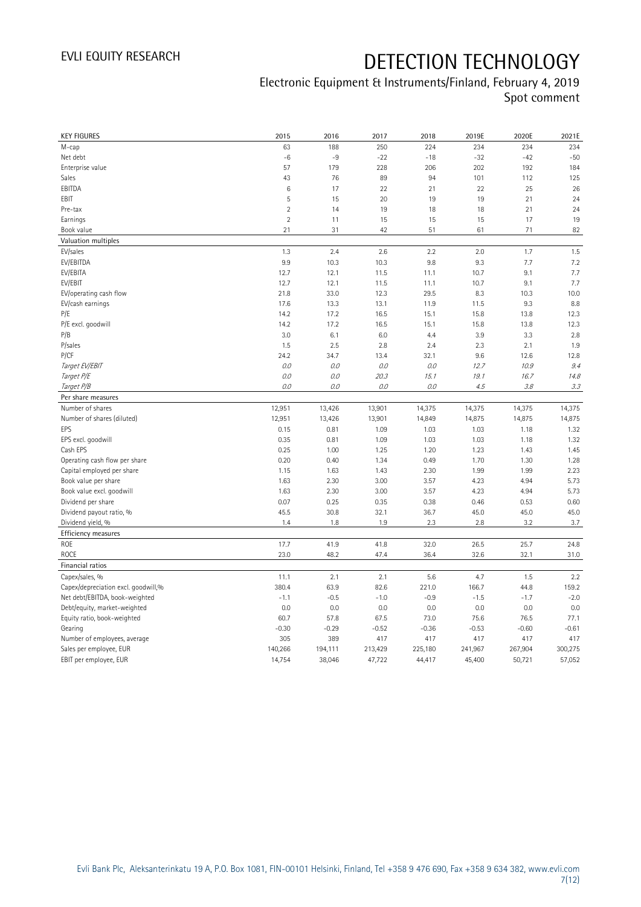# DETECTION TECHNOLOGY

## Electronic Equipment & Instruments/Finland, February 4, 2019
### Spot comment

| KEY FIGURES | 2015 | 2016 | 2017 | 2018 | 2019E | 2020E | 2021E |
|---|---|---|---|---|---|---|---|
| M-cap | 63 | 188 | 250 | 224 | 234 | 234 | 234 |
| Net debt | -6 | -9 | -22 | -18 | -32 | -42 | -50 |
| Enterprise value | 57 | 179 | 228 | 206 | 202 | 192 | 184 |
| Sales | 43 | 76 | 89 | 94 | 101 | 112 | 125 |
| EBITDA | 6 | 17 | 22 | 21 | 22 | 25 | 26 |
| EBIT | 5 | 15 | 20 | 19 | 19 | 21 | 24 |
| Pre-tax | 2 | 14 | 19 | 18 | 18 | 21 | 24 |
| Earnings | 2 | 11 | 15 | 15 | 15 | 17 | 19 |
| Book value | 21 | 31 | 42 | 51 | 61 | 71 | 82 |
| **Valuation multiples** | | | | | | | |
| EV/sales | 1.3 | 2.4 | 2.6 | 2.2 | 2.0 | 1.7 | 1.5 |
| EV/EBITDA | 9.9 | 10.3 | 10.3 | 9.8 | 9.3 | 7.7 | 7.2 |
| EV/EBITA | 12.7 | 12.1 | 11.5 | 11.1 | 10.7 | 9.1 | 7.7 |
| EV/EBIT | 12.7 | 12.1 | 11.5 | 11.1 | 10.7 | 9.1 | 7.7 |
| EV/operating cash flow | 21.8 | 33.0 | 12.3 | 29.5 | 8.3 | 10.3 | 10.0 |
| EV/cash earnings | 17.6 | 13.3 | 13.1 | 11.9 | 11.5 | 9.3 | 8.8 |
| P/E | 14.2 | 17.2 | 16.5 | 15.1 | 15.8 | 13.8 | 12.3 |
| P/E excl. goodwill | 14.2 | 17.2 | 16.5 | 15.1 | 15.8 | 13.8 | 12.3 |
| P/B | 3.0 | 6.1 | 6.0 | 4.4 | 3.9 | 3.3 | 2.8 |
| P/sales | 1.5 | 2.5 | 2.8 | 2.4 | 2.3 | 2.1 | 1.9 |
| P/CF | 24.2 | 34.7 | 13.4 | 32.1 | 9.6 | 12.6 | 12.8 |
| *Target EV/EBIT* | *0.0* | *0.0* | *0.0* | *0.0* | *12.7* | *10.9* | *9.4* |
| *Target P/E* | *0.0* | *0.0* | *20.3* | *15.1* | *19.1* | *16.7* | *14.8* |
| *Target P/B* | *0.0* | *0.0* | *0.0* | *0.0* | *4.5* | *3.8* | *3.3* |
| **Per share measures** | | | | | | | |
| Number of shares | 12,951 | 13,426 | 13,901 | 14,375 | 14,375 | 14,375 | 14,375 |
| Number of shares (diluted) | 12,951 | 13,426 | 13,901 | 14,849 | 14,875 | 14,875 | 14,875 |
| EPS | 0.15 | 0.81 | 1.09 | 1.03 | 1.03 | 1.18 | 1.32 |
| EPS excl. goodwill | 0.35 | 0.81 | 1.09 | 1.03 | 1.03 | 1.18 | 1.32 |
| Cash EPS | 0.25 | 1.00 | 1.25 | 1.20 | 1.23 | 1.43 | 1.45 |
| Operating cash flow per share | 0.20 | 0.40 | 1.34 | 0.49 | 1.70 | 1.30 | 1.28 |
| Capital employed per share | 1.15 | 1.63 | 1.43 | 2.30 | 1.99 | 1.99 | 2.23 |
| Book value per share | 1.63 | 2.30 | 3.00 | 3.57 | 4.23 | 4.94 | 5.73 |
| Book value excl. goodwill | 1.63 | 2.30 | 3.00 | 3.57 | 4.23 | 4.94 | 5.73 |
| Dividend per share | 0.07 | 0.25 | 0.35 | 0.38 | 0.46 | 0.53 | 0.60 |
| Dividend payout ratio, % | 45.5 | 30.8 | 32.1 | 36.7 | 45.0 | 45.0 | 45.0 |
| Dividend yield, % | 1.4 | 1.8 | 1.9 | 2.3 | 2.8 | 3.2 | 3.7 |
| **Efficiency measures** | | | | | | | |
| ROE | 17.7 | 41.9 | 41.8 | 32.0 | 26.5 | 25.7 | 24.8 |
| ROCE | 23.0 | 48.2 | 47.4 | 36.4 | 32.6 | 32.1 | 31.0 |
| **Financial ratios** | | | | | | | |
| Capex/sales, % | 11.1 | 2.1 | 2.1 | 5.6 | 4.7 | 1.5 | 2.2 |
| Capex/depreciation excl. goodwill,% | 380.4 | 63.9 | 82.6 | 221.0 | 166.7 | 44.8 | 159.2 |
| Net debt/EBITDA, book-weighted | -1.1 | -0.5 | -1.0 | -0.9 | -1.5 | -1.7 | -2.0 |
| Debt/equity, market-weighted | 0.0 | 0.0 | 0.0 | 0.0 | 0.0 | 0.0 | 0.0 |
| Equity ratio, book-weighted | 60.7 | 57.8 | 67.5 | 73.0 | 75.6 | 76.5 | 77.1 |
| Gearing | -0.30 | -0.29 | -0.52 | -0.36 | -0.53 | -0.60 | -0.61 |
| Number of employees, average | 305 | 389 | 417 | 417 | 417 | 417 | 417 |
| Sales per employee, EUR | 140,266 | 194,111 | 213,429 | 225,180 | 241,967 | 267,904 | 300,275 |
| EBIT per employee, EUR | 14,754 | 38,046 | 47,722 | 44,417 | 45,400 | 50,721 | 57,052 |

Evli Bank Plc, Aleksanterinkatu 19 A, P.O. Box 1081, FIN-00101 Helsinki, Finland, Tel +358 9 476 690, Fax +358 9 634 382, www.evli.com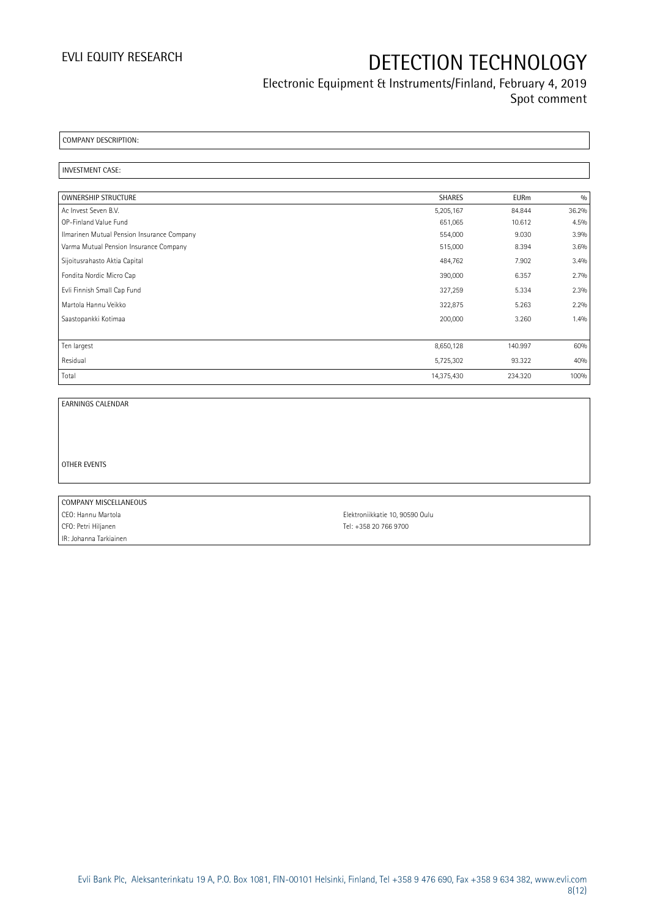COMPANY DESCRIPTION:

INVESTMENT CASE:

| OWNERSHIP STRUCTURE | SHARES | EURm | % |
|---|---|---|---|
| Ac Invest Seven B.V. | 5,205,167 | 84.844 | 36.2% |
| OP-Finland Value Fund | 651,065 | 10.612 | 4.5% |
| Ilmarinen Mutual Pension Insurance Company | 554,000 | 9.030 | 3.9% |
| Varma Mutual Pension Insurance Company | 515,000 | 8.394 | 3.6% |
| Sijoitusrahasto Aktia Capital | 484,762 | 7.902 | 3.4% |
| Fondita Nordic Micro Cap | 390,000 | 6.357 | 2.7% |
| Evli Finnish Small Cap Fund | 327,259 | 5.334 | 2.3% |
| Martola Hannu Veikko | 322,875 | 5.263 | 2.2% |
| Saastopankki Kotimaa | 200,000 | 3.260 | 1.4% |
| | | | |
| Ten largest | 8,650,128 | 140.997 | 60% |
| Residual | 5,725,302 | 93.322 | 40% |
| Total | 14,375,430 | 234.320 | 100% |

EARNINGS CALENDAR

OTHER EVENTS

COMPANY MISCELLANEOUS

| | |
|---|---|
| CEO: Hannu Martola | Elektroniikkatie 10, 90590 Oulu |
| CFO: Petri Hiljanen | Tel: +358 20 766 9700 |
| IR: Johanna Tarkiainen | |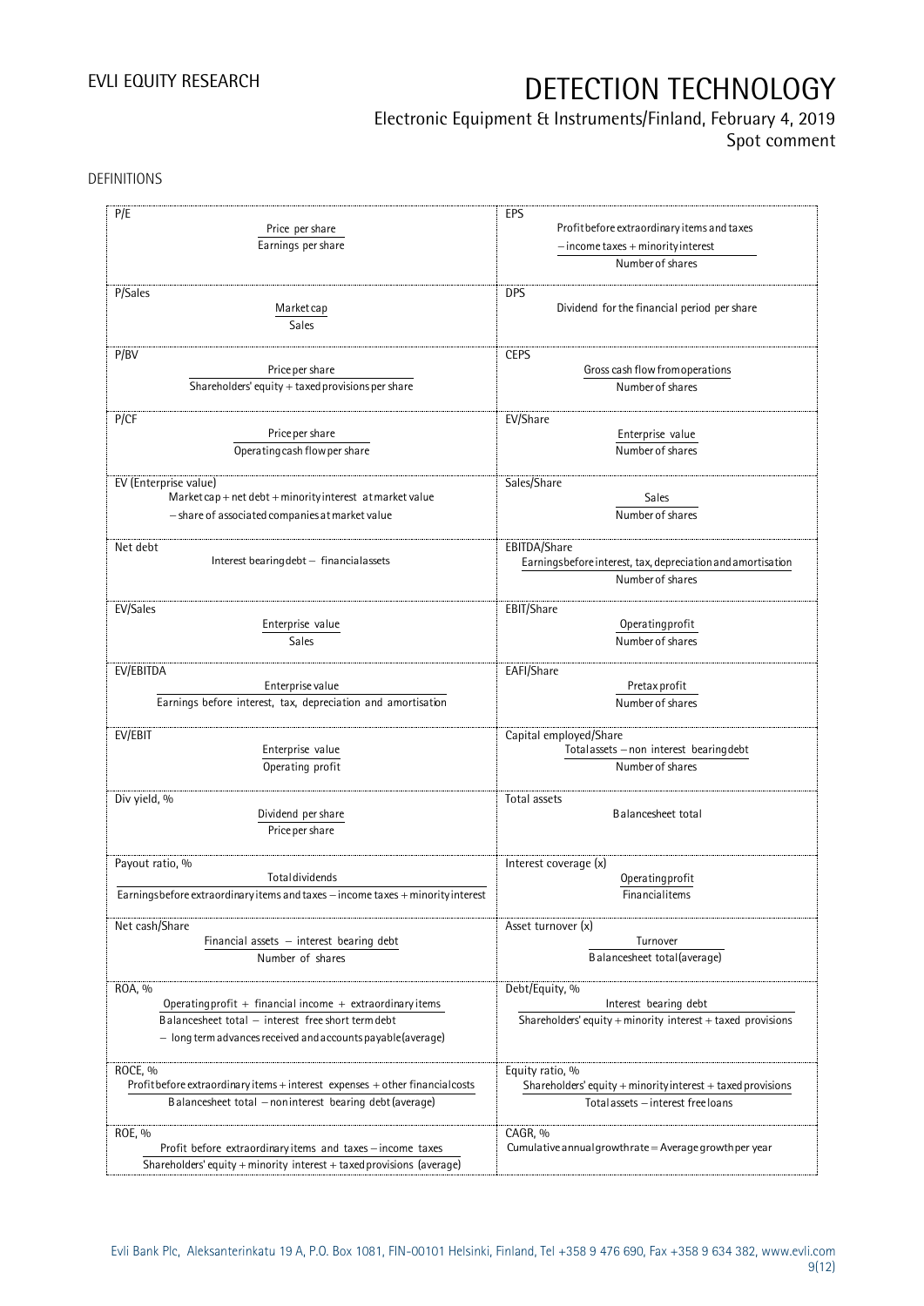DEFINITIONS

| P/E | EPS |
|---|---|
| $\frac{\text{Price per share}}{\text{Earnings per share}}$ | $\frac{\text{Profit before extraordinary items and taxes} - \text{income taxes} + \text{minority interest}}{\text{Number of shares}}$ |
| **P/Sales** | **DPS** |
| $\frac{\text{Market cap}}{\text{Sales}}$ | Dividend for the financial period per share |
| **P/BV** | **CEPS** |
| $\frac{\text{Price per share}}{\text{Shareholders' equity} + \text{taxed provisions per share}}$ | $\frac{\text{Gross cash flow from operations}}{\text{Number of shares}}$ |
| **P/CF** | **EV/Share** |
| $\frac{\text{Price per share}}{\text{Operating cash flow per share}}$ | $\frac{\text{Enterprise value}}{\text{Number of shares}}$ |
| **EV (Enterprise value)** | **Sales/Share** |
| Market cap + net debt + minority interest at market value − share of associated companies at market value | $\frac{\text{Sales}}{\text{Number of shares}}$ |
| **Net debt** | **EBITDA/Share** |
| Interest bearing debt − financial assets | $\frac{\text{Earnings before interest, tax, depreciation and amortisation}}{\text{Number of shares}}$ |
| **EV/Sales** | **EBIT/Share** |
| $\frac{\text{Enterprise value}}{\text{Sales}}$ | $\frac{\text{Operating profit}}{\text{Number of shares}}$ |
| **EV/EBITDA** | **EAFI/Share** |
| $\frac{\text{Enterprise value}}{\text{Earnings before interest, tax, depreciation and amortisation}}$ | $\frac{\text{Pretax profit}}{\text{Number of shares}}$ |
| **EV/EBIT** | **Capital employed/Share** |
| $\frac{\text{Enterprise value}}{\text{Operating profit}}$ | $\frac{\text{Total assets} - \text{non interest bearing debt}}{\text{Number of shares}}$ |
| **Div yield, %** | **Total assets** |
| $\frac{\text{Dividend per share}}{\text{Price per share}}$ | Balancesheet total |
| **Payout ratio, %** | **Interest coverage (x)** |
| $\frac{\text{Total dividends}}{\text{Earnings before extraordinary items and taxes} - \text{income taxes} + \text{minority interest}}$ | $\frac{\text{Operating profit}}{\text{Financial items}}$ |
| **Net cash/Share** | **Asset turnover (x)** |
| $\frac{\text{Financial assets} - \text{interest bearing debt}}{\text{Number of shares}}$ | $\frac{\text{Turnover}}{\text{Balancesheet total (average)}}$ |
| **ROA, %** | **Debt/Equity, %** |
| $\frac{\text{Operating profit} + \text{financial income} + \text{extraordinary items}}{\text{Balancesheet total} - \text{interest free short term debt} - \text{long term advances received and accounts payable (average)}}$ | $\frac{\text{Interest bearing debt}}{\text{Shareholders' equity} + \text{minority interest} + \text{taxed provisions}}$ |
| **ROCE, %** | **Equity ratio, %** |
| $\frac{\text{Profit before extraordinary items} + \text{interest expenses} + \text{other financial costs}}{\text{Balancesheet total} - \text{noninterest bearing debt (average)}}$ | $\frac{\text{Shareholders' equity} + \text{minority interest} + \text{taxed provisions}}{\text{Total assets} - \text{interest free loans}}$ |
| **ROE, %** | **CAGR, %** |
| $\frac{\text{Profit before extraordinary items and taxes} - \text{income taxes}}{\text{Shareholders' equity} + \text{minority interest} + \text{taxed provisions (average)}}$ | Cumulative annual growth rate = Average growth per year |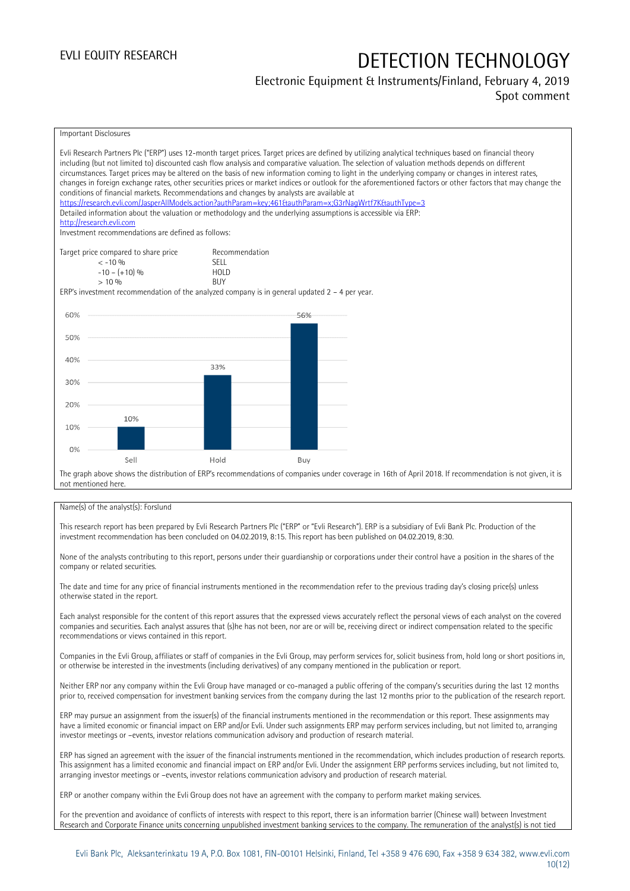Important Disclosures

Evli Research Partners Plc ("ERP") uses 12-month target prices. Target prices are defined by utilizing analytical techniques based on financial theory including (but not limited to) discounted cash flow analysis and comparative valuation. The selection of valuation methods depends on different circumstances. Target prices may be altered on the basis of new information coming to light in the underlying company or changes in interest rates, changes in foreign exchange rates, other securities prices or market indices or outlook for the aforementioned factors or other factors that may change the conditions of financial markets. Recommendations and changes by analysts are available at https://research.evli.com/JasperAllModels.action?authParam=key;461&authParam=x;G3rNagWrtf7K&authType=3
Detailed information about the valuation or methodology and the underlying assumptions is accessible via ERP: http://research.evli.com
Investment recommendations are defined as follows:

| Target price compared to share price | Recommendation |
| --- | --- |
| < -10 % | SELL |
| -10 – (+10) % | HOLD |
| > 10 % | BUY |

ERP's investment recommendation of the analyzed company is in general updated 2 – 4 per year.

| | Sell | Hold | Buy |
| --- | --- | --- | --- |
| Share of recommendations | 10% | 33% | 56% |

The graph above shows the distribution of ERP's recommendations of companies under coverage in 16th of April 2018. If recommendation is not given, it is not mentioned here.

Name(s) of the analyst(s): Forslund

This research report has been prepared by Evli Research Partners Plc ("ERP" or "Evli Research"). ERP is a subsidiary of Evli Bank Plc. Production of the investment recommendation has been concluded on 04.02.2019, 8:15. This report has been published on 04.02.2019, 8:30.

None of the analysts contributing to this report, persons under their guardianship or corporations under their control have a position in the shares of the company or related securities.

The date and time for any price of financial instruments mentioned in the recommendation refer to the previous trading day's closing price(s) unless otherwise stated in the report.

Each analyst responsible for the content of this report assures that the expressed views accurately reflect the personal views of each analyst on the covered companies and securities. Each analyst assures that (s)he has not been, nor are or will be, receiving direct or indirect compensation related to the specific recommendations or views contained in this report.

Companies in the Evli Group, affiliates or staff of companies in the Evli Group, may perform services for, solicit business from, hold long or short positions in, or otherwise be interested in the investments (including derivatives) of any company mentioned in the publication or report.

Neither ERP nor any company within the Evli Group have managed or co-managed a public offering of the company's securities during the last 12 months prior to, received compensation for investment banking services from the company during the last 12 months prior to the publication of the research report.

ERP may pursue an assignment from the issuer(s) of the financial instruments mentioned in the recommendation or this report. These assignments may have a limited economic or financial impact on ERP and/or Evli. Under such assignments ERP may perform services including, but not limited to, arranging investor meetings or –events, investor relations communication advisory and production of research material.

ERP has signed an agreement with the issuer of the financial instruments mentioned in the recommendation, which includes production of research reports. This assignment has a limited economic and financial impact on ERP and/or Evli. Under the assignment ERP performs services including, but not limited to, arranging investor meetings or –events, investor relations communication advisory and production of research material.

ERP or another company within the Evli Group does not have an agreement with the company to perform market making services.

For the prevention and avoidance of conflicts of interests with respect to this report, there is an information barrier (Chinese wall) between Investment Research and Corporate Finance units concerning unpublished investment banking services to the company. The remuneration of the analyst(s) is not tied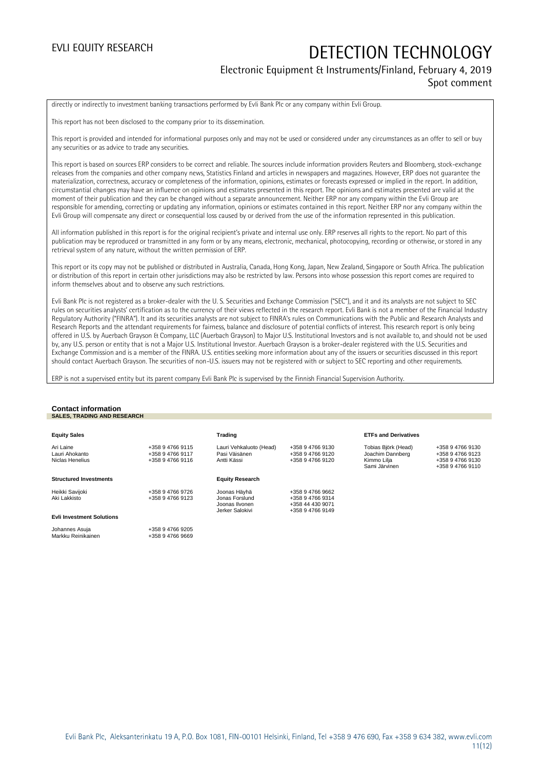directly or indirectly to investment banking transactions performed by Evli Bank Plc or any company within Evli Group.

This report has not been disclosed to the company prior to its dissemination.

This report is provided and intended for informational purposes only and may not be used or considered under any circumstances as an offer to sell or buy any securities or as advice to trade any securities.

This report is based on sources ERP considers to be correct and reliable. The sources include information providers Reuters and Bloomberg, stock-exchange releases from the companies and other company news, Statistics Finland and articles in newspapers and magazines. However, ERP does not guarantee the materialization, correctness, accuracy or completeness of the information, opinions, estimates or forecasts expressed or implied in the report. In addition, circumstantial changes may have an influence on opinions and estimates presented in this report. The opinions and estimates presented are valid at the moment of their publication and they can be changed without a separate announcement. Neither ERP nor any company within the Evli Group are responsible for amending, correcting or updating any information, opinions or estimates contained in this report. Neither ERP nor any company within the Evli Group will compensate any direct or consequential loss caused by or derived from the use of the information represented in this publication.

All information published in this report is for the original recipient's private and internal use only. ERP reserves all rights to the report. No part of this publication may be reproduced or transmitted in any form or by any means, electronic, mechanical, photocopying, recording or otherwise, or stored in any retrieval system of any nature, without the written permission of ERP.

This report or its copy may not be published or distributed in Australia, Canada, Hong Kong, Japan, New Zealand, Singapore or South Africa. The publication or distribution of this report in certain other jurisdictions may also be restricted by law. Persons into whose possession this report comes are required to inform themselves about and to observe any such restrictions.

Evli Bank Plc is not registered as a broker-dealer with the U. S. Securities and Exchange Commission ("SEC"), and it and its analysts are not subject to SEC rules on securities analysts' certification as to the currency of their views reflected in the research report. Evli Bank is not a member of the Financial Industry Regulatory Authority ("FINRA"). It and its securities analysts are not subject to FINRA's rules on Communications with the Public and Research Analysts and Research Reports and the attendant requirements for fairness, balance and disclosure of potential conflicts of interest. This research report is only being offered in U.S. by Auerbach Grayson & Company, LLC (Auerbach Grayson) to Major U.S. Institutional Investors and is not available to, and should not be used by, any U.S. person or entity that is not a Major U.S. Institutional Investor. Auerbach Grayson is a broker-dealer registered with the U.S. Securities and Exchange Commission and is a member of the FINRA. U.S. entities seeking more information about any of the issuers or securities discussed in this report should contact Auerbach Grayson. The securities of non-U.S. issuers may not be registered with or subject to SEC reporting and other requirements.

ERP is not a supervised entity but its parent company Evli Bank Plc is supervised by the Finnish Financial Supervision Authority.

## Contact information

**SALES, TRADING AND RESEARCH**

**Equity Sales**

| | |
|---|---|
| Ari Laine | +358 9 4766 9115 |
| Lauri Ahokanto | +358 9 4766 9117 |
| Niclas Henelius | +358 9 4766 9116 |

**Structured Investments**

| | |
|---|---|
| Heikki Savijoki | +358 9 4766 9726 |
| Aki Lakkisto | +358 9 4766 9123 |

**Evli Investment Solutions**

| | |
|---|---|
| Johannes Asuja | +358 9 4766 9205 |
| Markku Reinikainen | +358 9 4766 9669 |

**Trading**

| | |
|---|---|
| Lauri Vehkaluoto (Head) | +358 9 4766 9130 |
| Pasi Väisänen | +358 9 4766 9120 |
| Antti Kässi | +358 9 4766 9120 |

**Equity Research**

| | |
|---|---|
| Joonas Häyhä | +358 9 4766 9662 |
| Jonas Forslund | +358 9 4766 9314 |
| Joonas Ilvonen | +358 44 430 9071 |
| Jerker Salokivi | +358 9 4766 9149 |

**ETFs and Derivatives**

| | |
|---|---|
| Tobias Björk (Head) | +358 9 4766 9130 |
| Joachim Dannberg | +358 9 4766 9123 |
| Kimmo Lilja | +358 9 4766 9130 |
| Sami Järvinen | +358 9 4766 9110 |

Evli Bank Plc, Aleksanterinkatu 19 A, P.O. Box 1081, FIN-00101 Helsinki, Finland, Tel +358 9 476 690, Fax +358 9 634 382, www.evli.com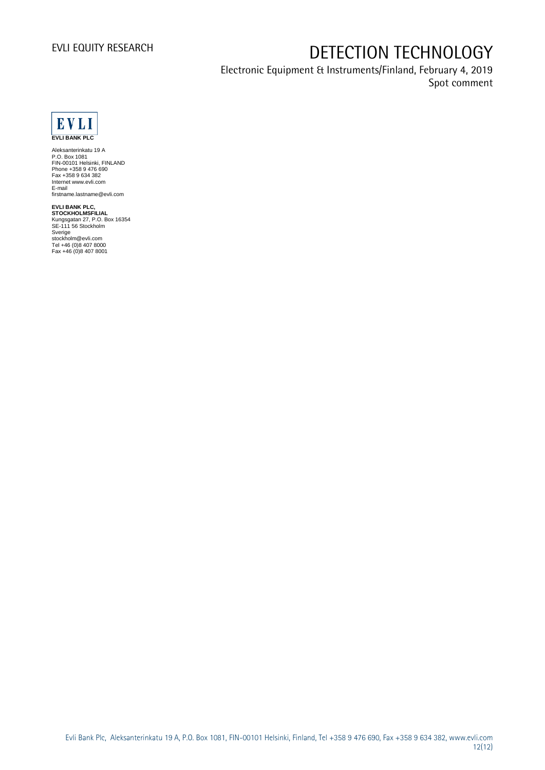**EVLI BANK PLC**

Aleksanterinkatu 19 A
P.O. Box 1081
FIN-00101 Helsinki, FINLAND
Phone +358 9 476 690
Fax +358 9 634 382
Internet www.evli.com
E-mail
firstname.lastname@evli.com

**EVLI BANK PLC,**
**STOCKHOLMSFILIAL**
Kungsgatan 27, P.O. Box 16354
SE-111 56 Stockholm
Sverige
stockholm@evli.com
Tel +46 (0)8 407 8000
Fax +46 (0)8 407 8001